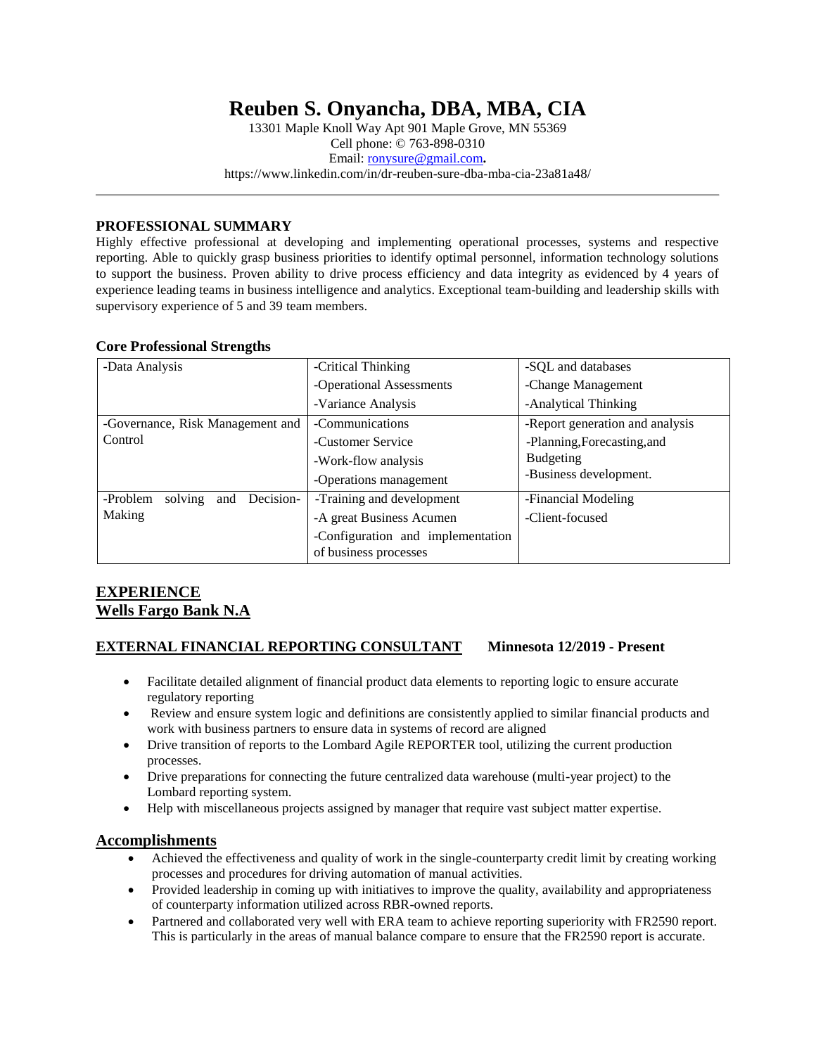# Reuben S. Onyancha, DBA, MBA, CIA

13301 Maple Knoll Way Apt 901 Maple Grove, MN 55369
Cell phone: © 763-898-0310
Email: ronysure@gmail.com**.**
https://www.linkedin.com/in/dr-reuben-sure-dba-mba-cia-23a81a48/

---

## PROFESSIONAL SUMMARY

Highly effective professional at developing and implementing operational processes, systems and respective reporting. Able to quickly grasp business priorities to identify optimal personnel, information technology solutions to support the business. Proven ability to drive process efficiency and data integrity as evidenced by 4 years of experience leading teams in business intelligence and analytics. Exceptional team-building and leadership skills with supervisory experience of 5 and 39 team members.

### Core Professional Strengths

| | | |
|---|---|---|
| -Data Analysis | -Critical Thinking<br>-Operational Assessments<br>-Variance Analysis | -SQL and databases<br>-Change Management<br>-Analytical Thinking |
| -Governance, Risk Management and Control | -Communications<br>-Customer Service<br>-Work-flow analysis<br>-Operations management | -Report generation and analysis<br>-Planning,Forecasting,and Budgeting<br>-Business development. |
| -Problem solving and Decision-Making | -Training and development<br>-A great Business Acumen<br>-Configuration and implementation of business processes | -Financial Modeling<br>-Client-focused |

## EXPERIENCE

## Wells Fargo Bank N.A

### EXTERNAL FINANCIAL REPORTING CONSULTANT **Minnesota 12/2019 - Present**

- Facilitate detailed alignment of financial product data elements to reporting logic to ensure accurate regulatory reporting
- Review and ensure system logic and definitions are consistently applied to similar financial products and work with business partners to ensure data in systems of record are aligned
- Drive transition of reports to the Lombard Agile REPORTER tool, utilizing the current production processes.
- Drive preparations for connecting the future centralized data warehouse (multi-year project) to the Lombard reporting system.
- Help with miscellaneous projects assigned by manager that require vast subject matter expertise.

### Accomplishments

- Achieved the effectiveness and quality of work in the single-counterparty credit limit by creating working processes and procedures for driving automation of manual activities.
- Provided leadership in coming up with initiatives to improve the quality, availability and appropriateness of counterparty information utilized across RBR-owned reports.
- Partnered and collaborated very well with ERA team to achieve reporting superiority with FR2590 report. This is particularly in the areas of manual balance compare to ensure that the FR2590 report is accurate.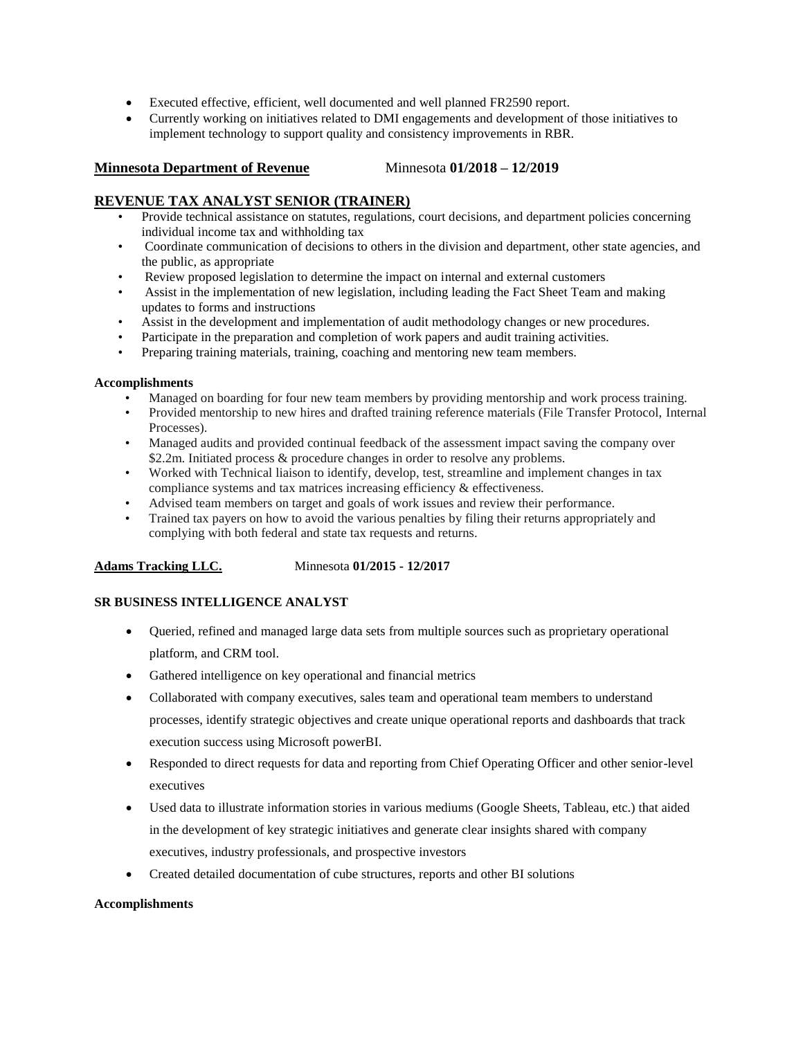- Executed effective, efficient, well documented and well planned FR2590 report.
- Currently working on initiatives related to DMI engagements and development of those initiatives to implement technology to support quality and consistency improvements in RBR.

**Minnesota Department of Revenue** Minnesota **01/2018 – 12/2019**

## REVENUE TAX ANALYST SENIOR (TRAINER)

- Provide technical assistance on statutes, regulations, court decisions, and department policies concerning individual income tax and withholding tax
- Coordinate communication of decisions to others in the division and department, other state agencies, and the public, as appropriate
- Review proposed legislation to determine the impact on internal and external customers
- Assist in the implementation of new legislation, including leading the Fact Sheet Team and making updates to forms and instructions
- Assist in the development and implementation of audit methodology changes or new procedures.
- Participate in the preparation and completion of work papers and audit training activities.
- Preparing training materials, training, coaching and mentoring new team members.

**Accomplishments**

- Managed on boarding for four new team members by providing mentorship and work process training.
- Provided mentorship to new hires and drafted training reference materials (File Transfer Protocol, Internal Processes).
- Managed audits and provided continual feedback of the assessment impact saving the company over $2.2m. Initiated process & procedure changes in order to resolve any problems.
- Worked with Technical liaison to identify, develop, test, streamline and implement changes in tax compliance systems and tax matrices increasing efficiency & effectiveness.
- Advised team members on target and goals of work issues and review their performance.
- Trained tax payers on how to avoid the various penalties by filing their returns appropriately and complying with both federal and state tax requests and returns.

**Adams Tracking LLC.** Minnesota **01/2015 - 12/2017**

**SR BUSINESS INTELLIGENCE ANALYST**

- Queried, refined and managed large data sets from multiple sources such as proprietary operational platform, and CRM tool.
- Gathered intelligence on key operational and financial metrics
- Collaborated with company executives, sales team and operational team members to understand processes, identify strategic objectives and create unique operational reports and dashboards that track execution success using Microsoft powerBI.
- Responded to direct requests for data and reporting from Chief Operating Officer and other senior-level executives
- Used data to illustrate information stories in various mediums (Google Sheets, Tableau, etc.) that aided in the development of key strategic initiatives and generate clear insights shared with company executives, industry professionals, and prospective investors
- Created detailed documentation of cube structures, reports and other BI solutions

**Accomplishments**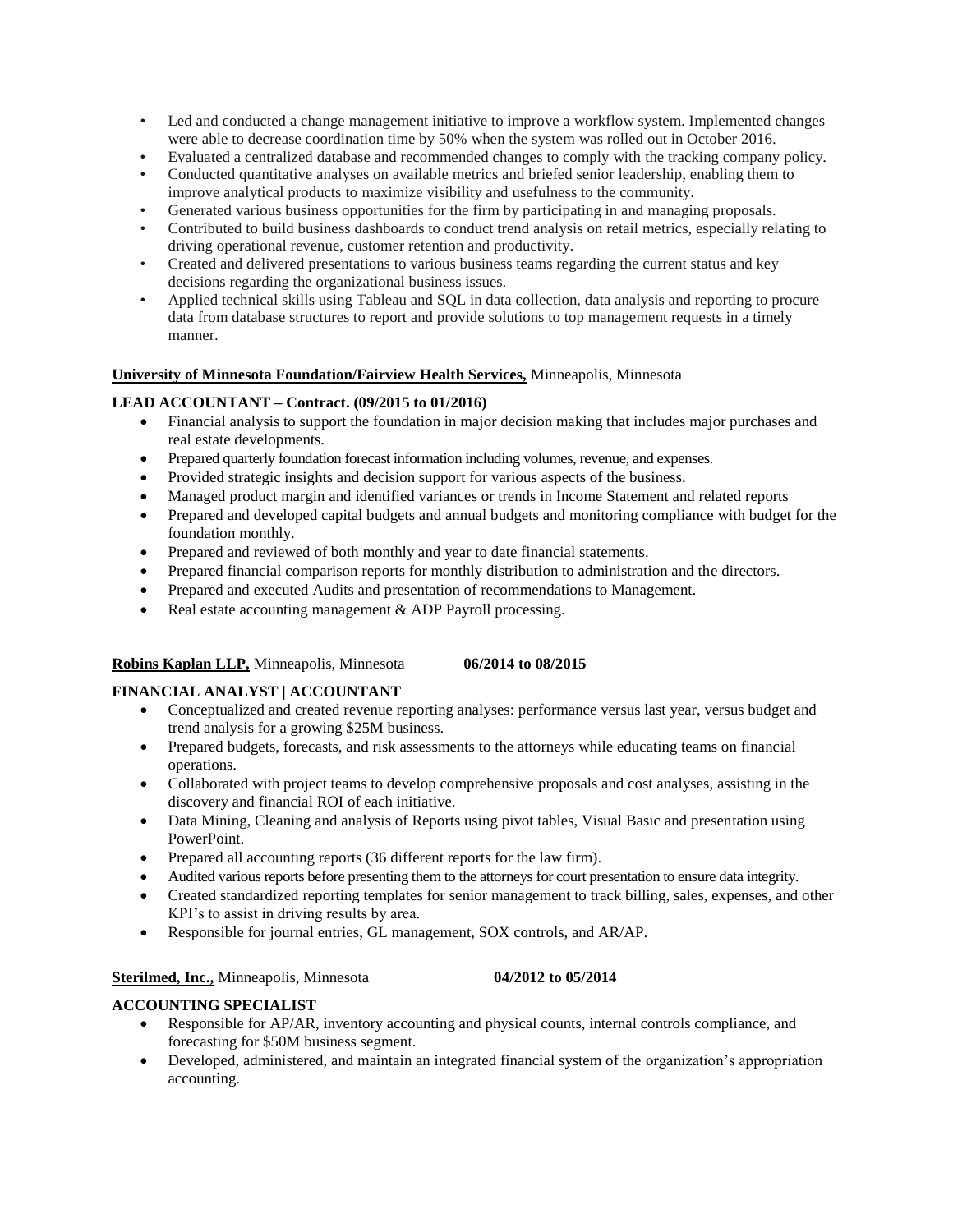- Led and conducted a change management initiative to improve a workflow system. Implemented changes were able to decrease coordination time by 50% when the system was rolled out in October 2016.
- Evaluated a centralized database and recommended changes to comply with the tracking company policy.
- Conducted quantitative analyses on available metrics and briefed senior leadership, enabling them to improve analytical products to maximize visibility and usefulness to the community.
- Generated various business opportunities for the firm by participating in and managing proposals.
- Contributed to build business dashboards to conduct trend analysis on retail metrics, especially relating to driving operational revenue, customer retention and productivity.
- Created and delivered presentations to various business teams regarding the current status and key decisions regarding the organizational business issues.
- Applied technical skills using Tableau and SQL in data collection, data analysis and reporting to procure data from database structures to report and provide solutions to top management requests in a timely manner.

**University of Minnesota Foundation/Fairview Health Services,** Minneapolis, Minnesota

**LEAD ACCOUNTANT – Contract. (09/2015 to 01/2016)**

- Financial analysis to support the foundation in major decision making that includes major purchases and real estate developments.
- Prepared quarterly foundation forecast information including volumes, revenue, and expenses.
- Provided strategic insights and decision support for various aspects of the business.
- Managed product margin and identified variances or trends in Income Statement and related reports
- Prepared and developed capital budgets and annual budgets and monitoring compliance with budget for the foundation monthly.
- Prepared and reviewed of both monthly and year to date financial statements.
- Prepared financial comparison reports for monthly distribution to administration and the directors.
- Prepared and executed Audits and presentation of recommendations to Management.
- Real estate accounting management & ADP Payroll processing.

**Robins Kaplan LLP,** Minneapolis, Minnesota **06/2014 to 08/2015**

**FINANCIAL ANALYST | ACCOUNTANT**

- Conceptualized and created revenue reporting analyses: performance versus last year, versus budget and trend analysis for a growing $25M business.
- Prepared budgets, forecasts, and risk assessments to the attorneys while educating teams on financial operations.
- Collaborated with project teams to develop comprehensive proposals and cost analyses, assisting in the discovery and financial ROI of each initiative.
- Data Mining, Cleaning and analysis of Reports using pivot tables, Visual Basic and presentation using PowerPoint.
- Prepared all accounting reports (36 different reports for the law firm).
- Audited various reports before presenting them to the attorneys for court presentation to ensure data integrity.
- Created standardized reporting templates for senior management to track billing, sales, expenses, and other KPI's to assist in driving results by area.
- Responsible for journal entries, GL management, SOX controls, and AR/AP.

**Sterilmed, Inc.,** Minneapolis, Minnesota **04/2012 to 05/2014**

**ACCOUNTING SPECIALIST**

- Responsible for AP/AR, inventory accounting and physical counts, internal controls compliance, and forecasting for $50M business segment.
- Developed, administered, and maintain an integrated financial system of the organization's appropriation accounting.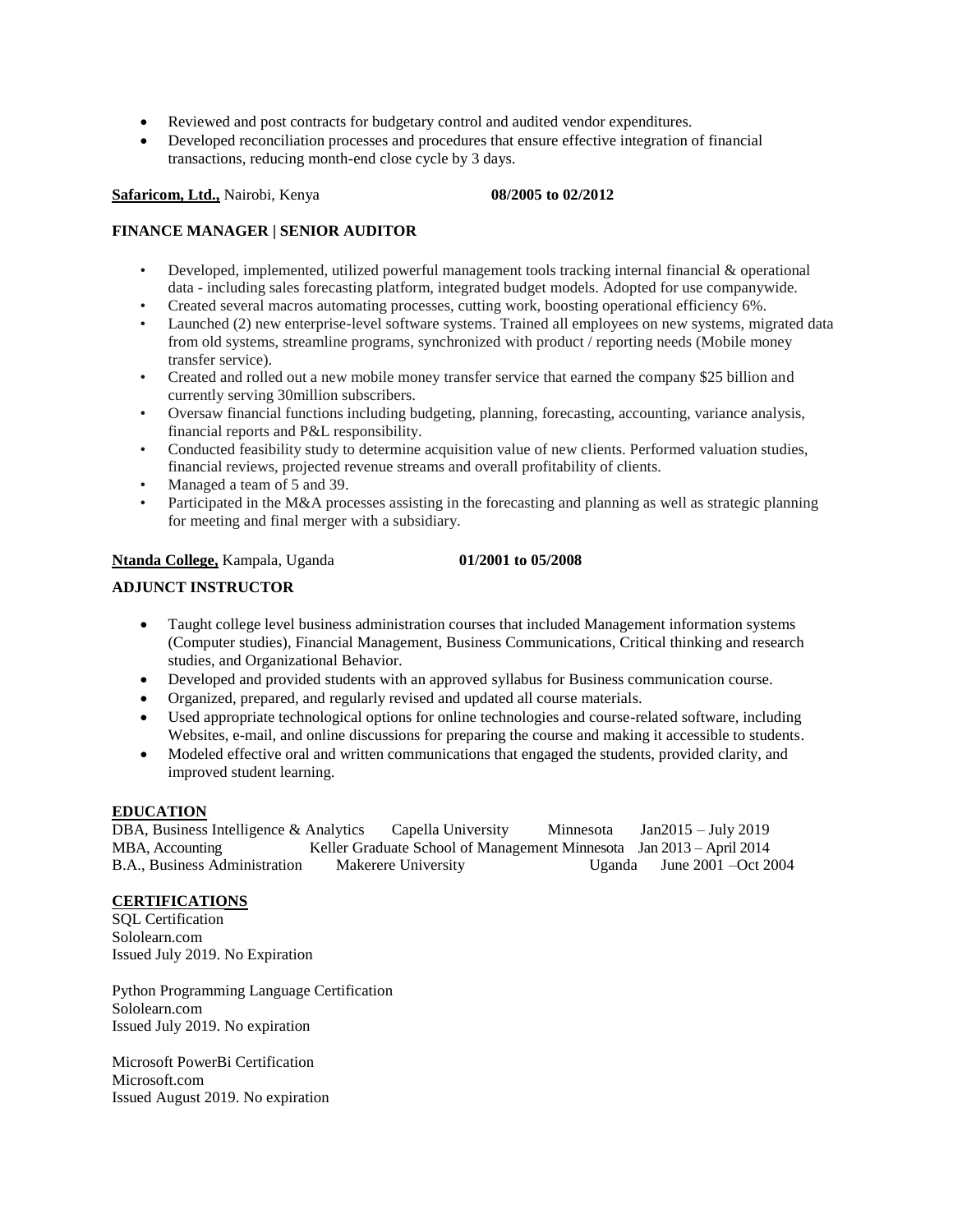- Reviewed and post contracts for budgetary control and audited vendor expenditures.
- Developed reconciliation processes and procedures that ensure effective integration of financial transactions, reducing month-end close cycle by 3 days.

**Safaricom, Ltd.,** Nairobi, Kenya **08/2005 to 02/2012**

**FINANCE MANAGER | SENIOR AUDITOR**

- Developed, implemented, utilized powerful management tools tracking internal financial & operational data - including sales forecasting platform, integrated budget models. Adopted for use companywide.
- Created several macros automating processes, cutting work, boosting operational efficiency 6%.
- Launched (2) new enterprise-level software systems. Trained all employees on new systems, migrated data from old systems, streamline programs, synchronized with product / reporting needs (Mobile money transfer service).
- Created and rolled out a new mobile money transfer service that earned the company $25 billion and currently serving 30million subscribers.
- Oversaw financial functions including budgeting, planning, forecasting, accounting, variance analysis, financial reports and P&L responsibility.
- Conducted feasibility study to determine acquisition value of new clients. Performed valuation studies, financial reviews, projected revenue streams and overall profitability of clients.
- Managed a team of 5 and 39.
- Participated in the M&A processes assisting in the forecasting and planning as well as strategic planning for meeting and final merger with a subsidiary.

**Ntanda College,** Kampala, Uganda **01/2001 to 05/2008**

**ADJUNCT INSTRUCTOR**

- Taught college level business administration courses that included Management information systems (Computer studies), Financial Management, Business Communications, Critical thinking and research studies, and Organizational Behavior.
- Developed and provided students with an approved syllabus for Business communication course.
- Organized, prepared, and regularly revised and updated all course materials.
- Used appropriate technological options for online technologies and course-related software, including Websites, e-mail, and online discussions for preparing the course and making it accessible to students.
- Modeled effective oral and written communications that engaged the students, provided clarity, and improved student learning.

**EDUCATION**

DBA, Business Intelligence & Analytics Capella University Minnesota Jan2015 – July 2019
MBA, Accounting Keller Graduate School of Management Minnesota Jan 2013 – April 2014
B.A., Business Administration Makerere University Uganda June 2001 –Oct 2004

**CERTIFICATIONS**

SQL Certification
Sololearn.com
Issued July 2019. No Expiration

Python Programming Language Certification
Sololearn.com
Issued July 2019. No expiration

Microsoft PowerBi Certification
Microsoft.com
Issued August 2019. No expiration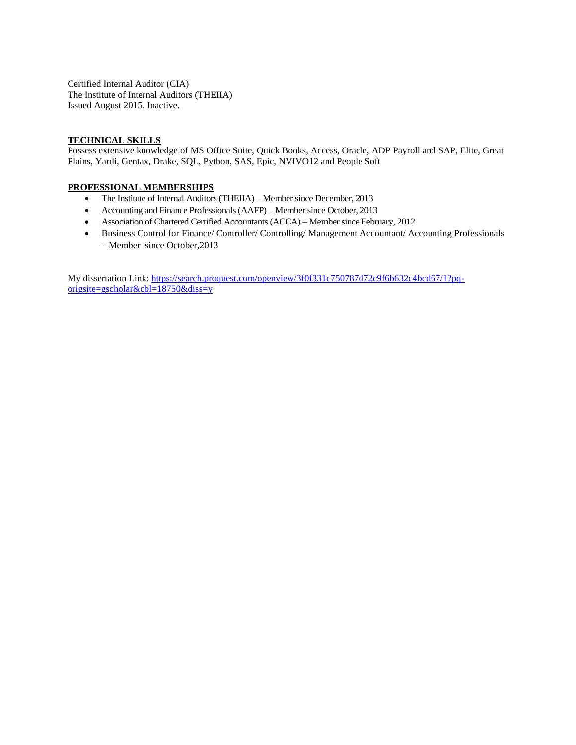Certified Internal Auditor (CIA)
The Institute of Internal Auditors (THEIIA)
Issued August 2015. Inactive.

## TECHNICAL SKILLS

Possess extensive knowledge of MS Office Suite, Quick Books, Access, Oracle, ADP Payroll and SAP, Elite, Great Plains, Yardi, Gentax, Drake, SQL, Python, SAS, Epic, NVIVO12 and People Soft

## PROFESSIONAL MEMBERSHIPS

- The Institute of Internal Auditors (THEIIA) – Member since December, 2013
- Accounting and Finance Professionals (AAFP) – Member since October, 2013
- Association of Chartered Certified Accountants (ACCA) – Member since February, 2012
- Business Control for Finance/ Controller/ Controlling/ Management Accountant/ Accounting Professionals – Member since October,2013

My dissertation Link: [https://search.proquest.com/openview/3f0f331c750787d72c9f6b632c4bcd67/1?pq-origsite=gscholar&cbl=18750&diss=y](https://search.proquest.com/openview/3f0f331c750787d72c9f6b632c4bcd67/1?pq-origsite=gscholar&cbl=18750&diss=y)